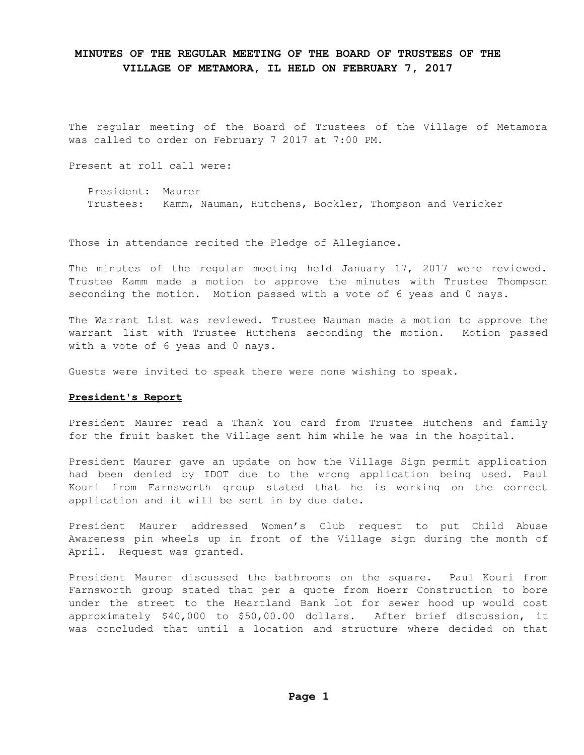# MINUTES OF THE REGULAR MEETING OF THE BOARD OF TRUSTEES OF THE VILLAGE OF METAMORA, IL HELD ON FEBRUARY 7, 2017

The regular meeting of the Board of Trustees of the Village of Metamora was called to order on February 7 2017 at 7:00 PM.

Present at roll call were:

President: Maurer
Trustees: Kamm, Nauman, Hutchens, Bockler, Thompson and Vericker

Those in attendance recited the Pledge of Allegiance.

The minutes of the regular meeting held January 17, 2017 were reviewed. Trustee Kamm made a motion to approve the minutes with Trustee Thompson seconding the motion. Motion passed with a vote of 6 yeas and 0 nays.

The Warrant List was reviewed. Trustee Nauman made a motion to approve the warrant list with Trustee Hutchens seconding the motion. Motion passed with a vote of 6 yeas and 0 nays.

Guests were invited to speak there were none wishing to speak.

**President's Report**

President Maurer read a Thank You card from Trustee Hutchens and family for the fruit basket the Village sent him while he was in the hospital.

President Maurer gave an update on how the Village Sign permit application had been denied by IDOT due to the wrong application being used. Paul Kouri from Farnsworth group stated that he is working on the correct application and it will be sent in by due date.

President Maurer addressed Women's Club request to put Child Abuse Awareness pin wheels up in front of the Village sign during the month of April. Request was granted.

President Maurer discussed the bathrooms on the square. Paul Kouri from Farnsworth group stated that per a quote from Hoerr Construction to bore under the street to the Heartland Bank lot for sewer hood up would cost approximately $40,000 to $50,00.00 dollars. After brief discussion, it was concluded that until a location and structure where decided on that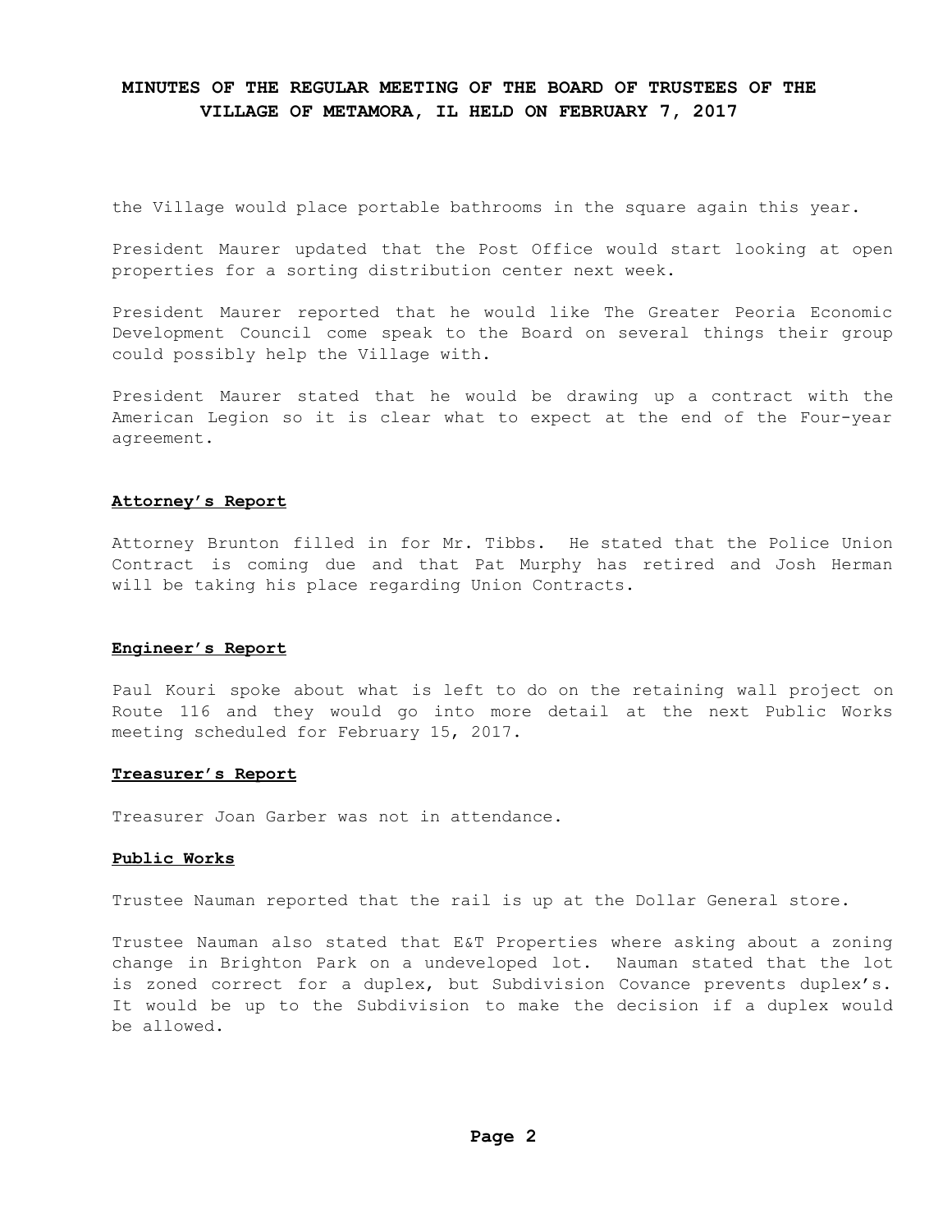the Village would place portable bathrooms in the square again this year.

President Maurer updated that the Post Office would start looking at open properties for a sorting distribution center next week.

President Maurer reported that he would like The Greater Peoria Economic Development Council come speak to the Board on several things their group could possibly help the Village with.

President Maurer stated that he would be drawing up a contract with the American Legion so it is clear what to expect at the end of the Four-year agreement.

## Attorney's Report

Attorney Brunton filled in for Mr. Tibbs. He stated that the Police Union Contract is coming due and that Pat Murphy has retired and Josh Herman will be taking his place regarding Union Contracts.

## Engineer's Report

Paul Kouri spoke about what is left to do on the retaining wall project on Route 116 and they would go into more detail at the next Public Works meeting scheduled for February 15, 2017.

## Treasurer's Report

Treasurer Joan Garber was not in attendance.

## Public Works

Trustee Nauman reported that the rail is up at the Dollar General store.

Trustee Nauman also stated that E&T Properties where asking about a zoning change in Brighton Park on a undeveloped lot. Nauman stated that the lot is zoned correct for a duplex, but Subdivision Covance prevents duplex's. It would be up to the Subdivision to make the decision if a duplex would be allowed.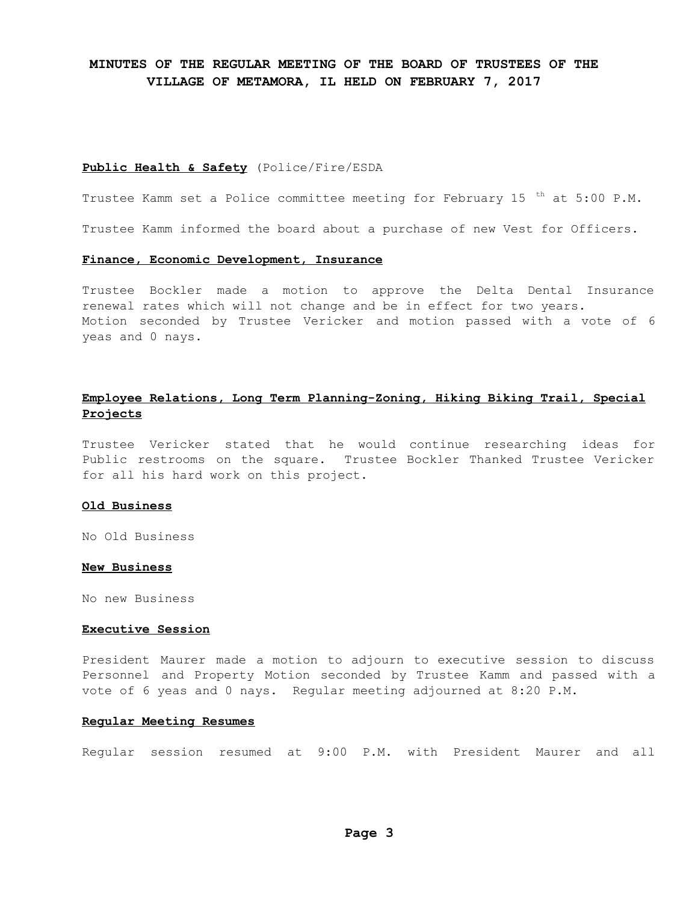**MINUTES OF THE REGULAR MEETING OF THE BOARD OF TRUSTEES OF THE VILLAGE OF METAMORA, IL HELD ON FEBRUARY 7, 2017**

**Public Health & Safety** (Police/Fire/ESDA

Trustee Kamm set a Police committee meeting for February 15 th at 5:00 P.M.

Trustee Kamm informed the board about a purchase of new Vest for Officers.

**Finance, Economic Development, Insurance**

Trustee Bockler made a motion to approve the Delta Dental Insurance renewal rates which will not change and be in effect for two years. Motion seconded by Trustee Vericker and motion passed with a vote of 6 yeas and 0 nays.

**Employee Relations, Long Term Planning-Zoning, Hiking Biking Trail, Special Projects**

Trustee Vericker stated that he would continue researching ideas for Public restrooms on the square. Trustee Bockler Thanked Trustee Vericker for all his hard work on this project.

**Old Business**

No Old Business

**New Business**

No new Business

**Executive Session**

President Maurer made a motion to adjourn to executive session to discuss Personnel and Property Motion seconded by Trustee Kamm and passed with a vote of 6 yeas and 0 nays. Regular meeting adjourned at 8:20 P.M.

**Regular Meeting Resumes**

Regular session resumed at 9:00 P.M. with President Maurer and all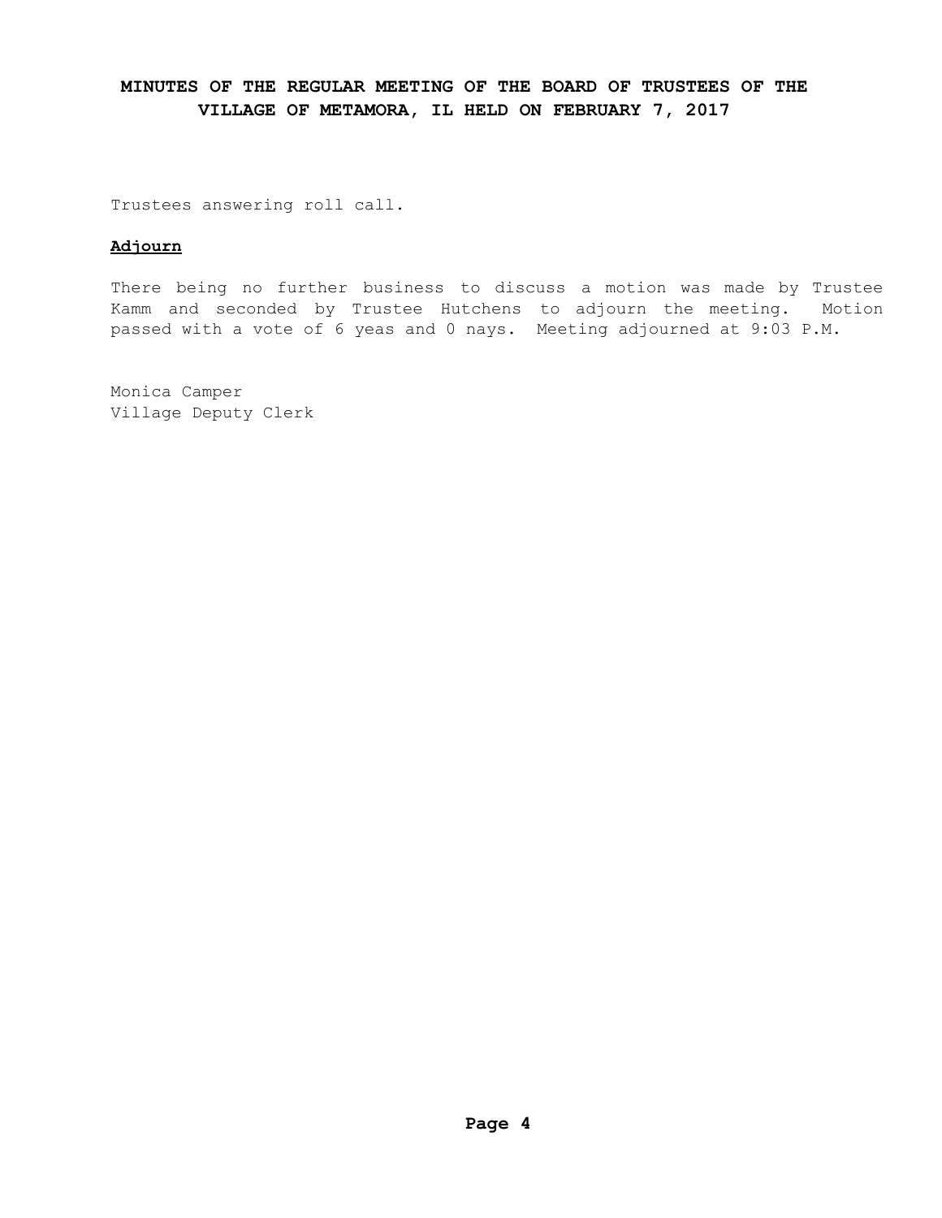# MINUTES OF THE REGULAR MEETING OF THE BOARD OF TRUSTEES OF THE VILLAGE OF METAMORA, IL HELD ON FEBRUARY 7, 2017

Trustees answering roll call.

**Adjourn**

There being no further business to discuss a motion was made by Trustee Kamm and seconded by Trustee Hutchens to adjourn the meeting. Motion passed with a vote of 6 yeas and 0 nays. Meeting adjourned at 9:03 P.M.

Monica Camper
Village Deputy Clerk